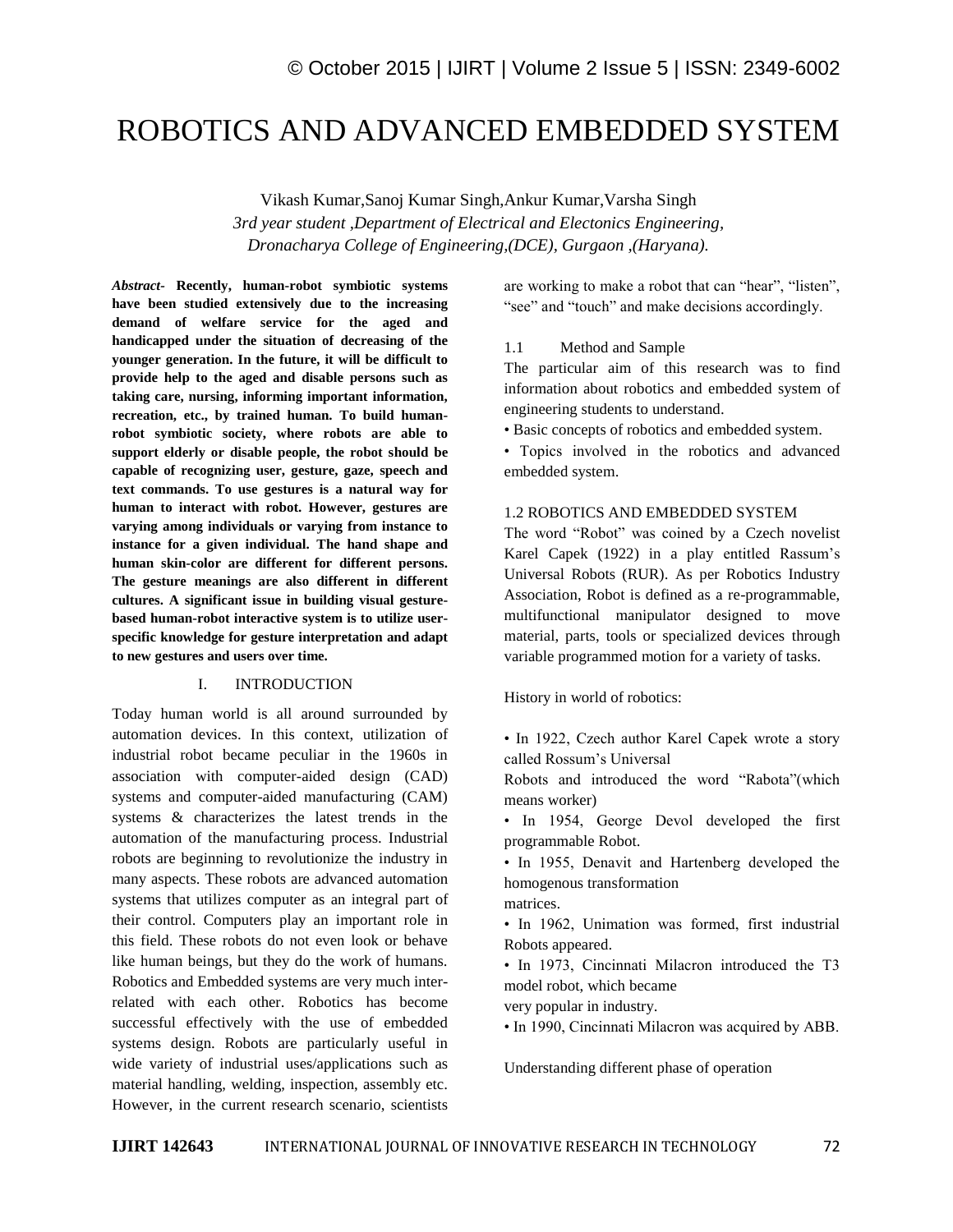# ROBOTICS AND ADVANCED EMBEDDED SYSTEM

Vikash Kumar,Sanoj Kumar Singh,Ankur Kumar,Varsha Singh

*3rd year student ,Department of Electrical and Electonics Engineering, Dronacharya College of Engineering,(DCE), Gurgaon ,(Haryana).*

***Abstract-*** **Recently, human-robot symbiotic systems have been studied extensively due to the increasing demand of welfare service for the aged and handicapped under the situation of decreasing of the younger generation. In the future, it will be difficult to provide help to the aged and disable persons such as taking care, nursing, informing important information, recreation, etc., by trained human. To build human-robot symbiotic society, where robots are able to support elderly or disable people, the robot should be capable of recognizing user, gesture, gaze, speech and text commands. To use gestures is a natural way for human to interact with robot. However, gestures are varying among individuals or varying from instance to instance for a given individual. The hand shape and human skin-color are different for different persons. The gesture meanings are also different in different cultures. A significant issue in building visual gesture-based human-robot interactive system is to utilize user-specific knowledge for gesture interpretation and adapt to new gestures and users over time.**

## I. INTRODUCTION

Today human world is all around surrounded by automation devices. In this context, utilization of industrial robot became peculiar in the 1960s in association with computer-aided design (CAD) systems and computer-aided manufacturing (CAM) systems & characterizes the latest trends in the automation of the manufacturing process. Industrial robots are beginning to revolutionize the industry in many aspects. These robots are advanced automation systems that utilizes computer as an integral part of their control. Computers play an important role in this field. These robots do not even look or behave like human beings, but they do the work of humans. Robotics and Embedded systems are very much inter-related with each other. Robotics has become successful effectively with the use of embedded systems design. Robots are particularly useful in wide variety of industrial uses/applications such as material handling, welding, inspection, assembly etc. However, in the current research scenario, scientists are working to make a robot that can "hear", "listen", "see" and "touch" and make decisions accordingly.

### 1.1 Method and Sample

The particular aim of this research was to find information about robotics and embedded system of engineering students to understand.

- Basic concepts of robotics and embedded system.
- Topics involved in the robotics and advanced embedded system.

### 1.2 ROBOTICS AND EMBEDDED SYSTEM

The word "Robot" was coined by a Czech novelist Karel Capek (1922) in a play entitled Rassum's Universal Robots (RUR). As per Robotics Industry Association, Robot is defined as a re-programmable, multifunctional manipulator designed to move material, parts, tools or specialized devices through variable programmed motion for a variety of tasks.

History in world of robotics:

- In 1922, Czech author Karel Capek wrote a story called Rossum's Universal Robots and introduced the word "Rabota"(which means worker)
- In 1954, George Devol developed the first programmable Robot.
- In 1955, Denavit and Hartenberg developed the homogenous transformation matrices.
- In 1962, Unimation was formed, first industrial Robots appeared.
- In 1973, Cincinnati Milacron introduced the T3 model robot, which became very popular in industry.
- In 1990, Cincinnati Milacron was acquired by ABB.

Understanding different phase of operation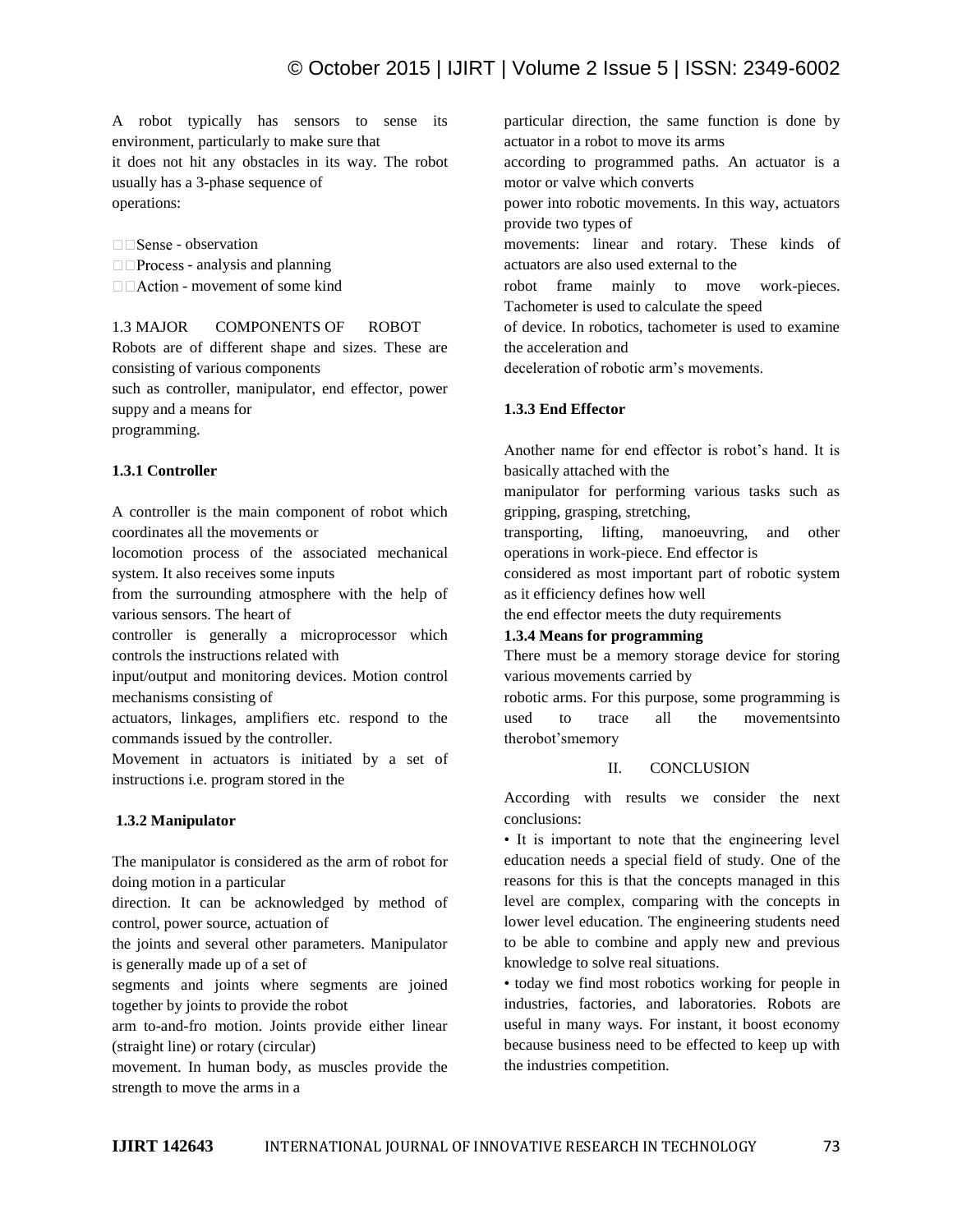A robot typically has sensors to sense its environment, particularly to make sure that it does not hit any obstacles in its way. The robot usually has a 3-phase sequence of operations:

- Sense - observation
- Process - analysis and planning
- Action - movement of some kind

## 1.3 MAJOR COMPONENTS OF ROBOT

Robots are of different shape and sizes. These are consisting of various components such as controller, manipulator, end effector, power suppy and a means for programming.

### 1.3.1 Controller

A controller is the main component of robot which coordinates all the movements or locomotion process of the associated mechanical system. It also receives some inputs from the surrounding atmosphere with the help of various sensors. The heart of controller is generally a microprocessor which controls the instructions related with input/output and monitoring devices. Motion control mechanisms consisting of actuators, linkages, amplifiers etc. respond to the commands issued by the controller.

Movement in actuators is initiated by a set of instructions i.e. program stored in the

### 1.3.2 Manipulator

The manipulator is considered as the arm of robot for doing motion in a particular direction. It can be acknowledged by method of control, power source, actuation of the joints and several other parameters. Manipulator is generally made up of a set of segments and joints where segments are joined together by joints to provide the robot arm to-and-fro motion. Joints provide either linear (straight line) or rotary (circular) movement. In human body, as muscles provide the strength to move the arms in a particular direction, the same function is done by actuator in a robot to move its arms according to programmed paths. An actuator is a motor or valve which converts power into robotic movements. In this way, actuators provide two types of movements: linear and rotary. These kinds of actuators are also used external to the robot frame mainly to move work-pieces. Tachometer is used to calculate the speed of device. In robotics, tachometer is used to examine the acceleration and deceleration of robotic arm's movements.

### 1.3.3 End Effector

Another name for end effector is robot's hand. It is basically attached with the manipulator for performing various tasks such as gripping, grasping, stretching, transporting, lifting, manoeuvring, and other operations in work-piece. End effector is considered as most important part of robotic system as it efficiency defines how well the end effector meets the duty requirements

### 1.3.4 Means for programming

There must be a memory storage device for storing various movements carried by robotic arms. For this purpose, some programming is used to trace all the movementsinto therobot'smemory

# II. CONCLUSION

According with results we consider the next conclusions:

- It is important to note that the engineering level education needs a special field of study. One of the reasons for this is that the concepts managed in this level are complex, comparing with the concepts in lower level education. The engineering students need to be able to combine and apply new and previous knowledge to solve real situations.
- today we find most robotics working for people in industries, factories, and laboratories. Robots are useful in many ways. For instant, it boost economy because business need to be effected to keep up with the industries competition.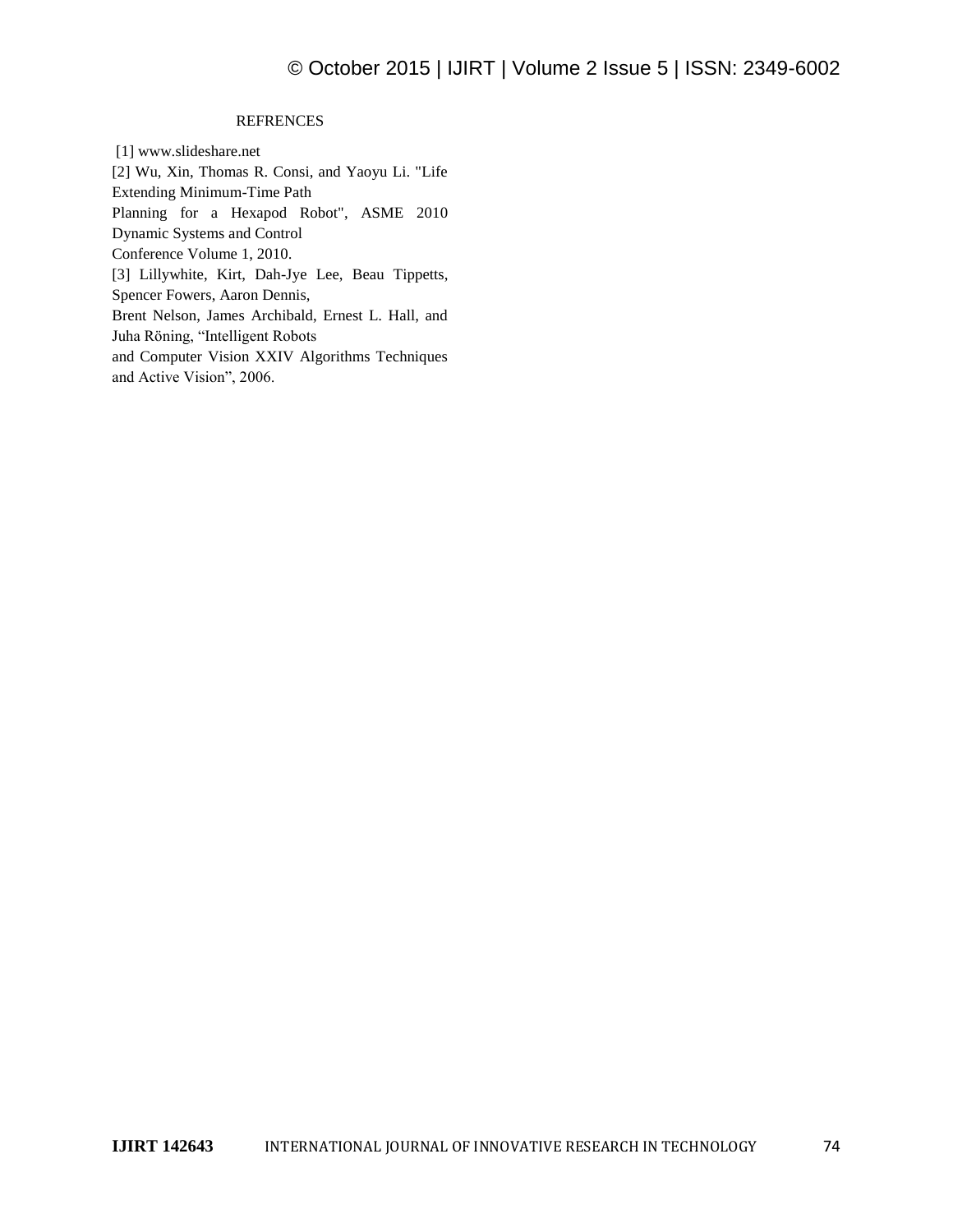## REFRENCES

[1] www.slideshare.net

[2] Wu, Xin, Thomas R. Consi, and Yaoyu Li. "Life Extending Minimum-Time Path Planning for a Hexapod Robot", ASME 2010 Dynamic Systems and Control Conference Volume 1, 2010.

[3] Lillywhite, Kirt, Dah-Jye Lee, Beau Tippetts, Spencer Fowers, Aaron Dennis, Brent Nelson, James Archibald, Ernest L. Hall, and Juha Röning, "Intelligent Robots and Computer Vision XXIV Algorithms Techniques and Active Vision", 2006.